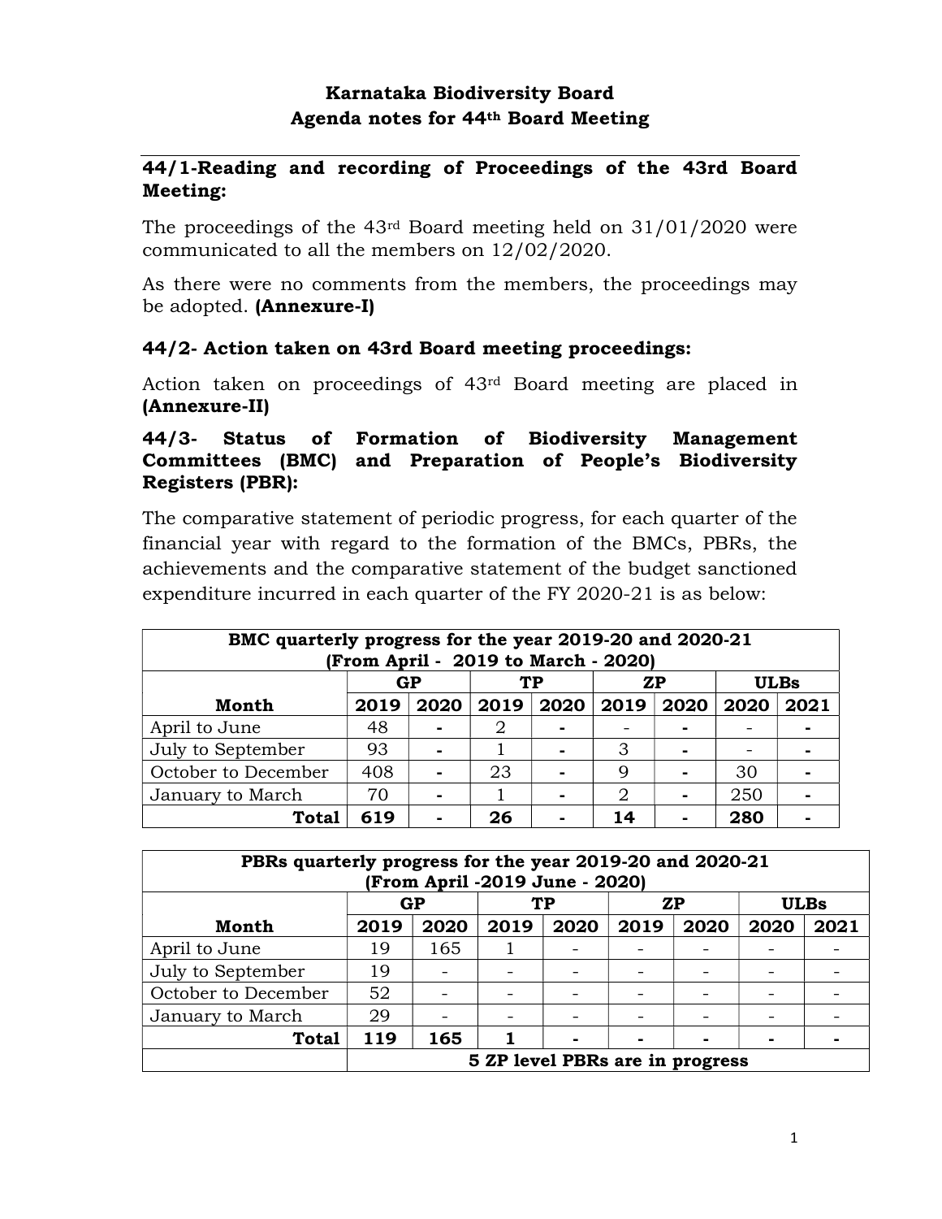# Karnataka Biodiversity Board
## Agenda notes for 44th Board Meeting

### 44/1-Reading and recording of Proceedings of the 43rd Board Meeting:

The proceedings of the 43rd Board meeting held on 31/01/2020 were communicated to all the members on 12/02/2020.

As there were no comments from the members, the proceedings may be adopted. **(Annexure-I)**

### 44/2- Action taken on 43rd Board meeting proceedings:

Action taken on proceedings of 43rd Board meeting are placed in **(Annexure-II)**

### 44/3- Status of Formation of Biodiversity Management Committees (BMC) and Preparation of People's Biodiversity Registers (PBR):

The comparative statement of periodic progress, for each quarter of the financial year with regard to the formation of the BMCs, PBRs, the achievements and the comparative statement of the budget sanctioned expenditure incurred in each quarter of the FY 2020-21 is as below:

| BMC quarterly progress for the year 2019-20 and 2020-21 (From April - 2019 to March - 2020) | | | | | | | | |
|---|---|---|---|---|---|---|---|---|
| | GP | | TP | | ZP | | ULBs | |
| **Month** | **2019** | **2020** | **2019** | **2020** | **2019** | **2020** | **2020** | **2021** |
| April to June | 48 | - | 2 | - | - | - | - | - |
| July to September | 93 | - | 1 | - | 3 | - | - | - |
| October to December | 408 | - | 23 | - | 9 | - | 30 | - |
| January to March | 70 | - | 1 | - | 2 | - | 250 | - |
| **Total** | **619** | **-** | **26** | **-** | **14** | **-** | **280** | **-** |

| PBRs quarterly progress for the year 2019-20 and 2020-21 (From April -2019 June - 2020) | | | | | | | | |
|---|---|---|---|---|---|---|---|---|
| | GP | | TP | | ZP | | ULBs | |
| **Month** | **2019** | **2020** | **2019** | **2020** | **2019** | **2020** | **2020** | **2021** |
| April to June | 19 | 165 | 1 | - | - | - | - | - |
| July to September | 19 | - | - | - | - | - | - | - |
| October to December | 52 | - | - | - | - | - | - | - |
| January to March | 29 | - | - | - | - | - | - | - |
| **Total** | **119** | **165** | **1** | **-** | **-** | **-** | **-** | **-** |
| | **5 ZP level PBRs are in progress** | | | | | | | |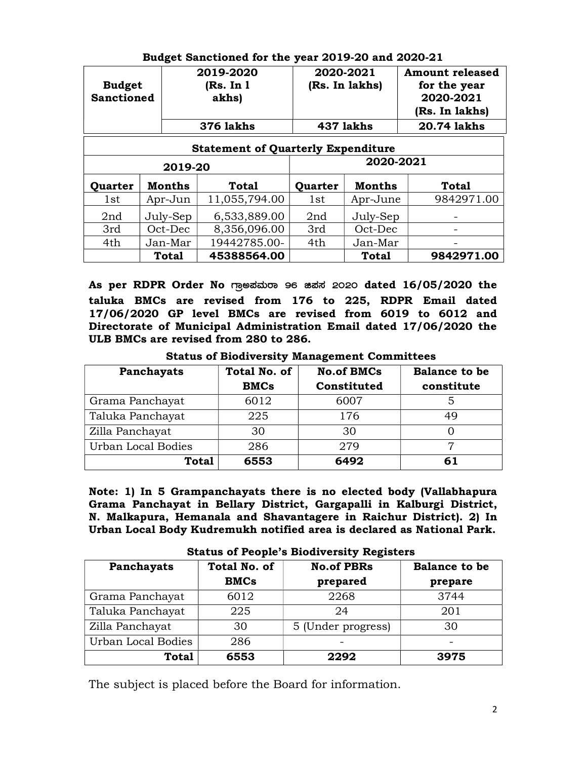**Budget Sanctioned for the year 2019-20 and 2020-21**

| Budget Sanctioned | 2019-2020 (Rs. In l akhs) | 2020-2021 (Rs. In lakhs) | Amount released for the year 2020-2021 (Rs. In lakhs) |
|---|---|---|---|
| | 376 lakhs | 437 lakhs | 20.74 lakhs |

**Statement of Quarterly Expenditure**

| 2019-20 | | | 2020-2021 | | |
|---|---|---|---|---|---|
| **Quarter** | **Months** | **Total** | **Quarter** | **Months** | **Total** |
| 1st | Apr-Jun | 11,055,794.00 | 1st | Apr-June | 9842971.00 |
| 2nd | July-Sep | 6,533,889.00 | 2nd | July-Sep | - |
| 3rd | Oct-Dec | 8,356,096.00 | 3rd | Oct-Dec | - |
| 4th | Jan-Mar | 19442785.00- | 4th | Jan-Mar | - |
| | **Total** | **45388564.00** | | **Total** | **9842971.00** |

**As per RDPR Order No ಗ್ರಾಅಪಮರಾ 96 ಜಿಪಸ 2020 dated 16/05/2020 the taluka BMCs are revised from 176 to 225, RDPR Email dated 17/06/2020 GP level BMCs are revised from 6019 to 6012 and Directorate of Municipal Administration Email dated 17/06/2020 the ULB BMCs are revised from 280 to 286.**

**Status of Biodiversity Management Committees**

| Panchayats | Total No. of BMCs | No.of BMCs Constituted | Balance to be constitute |
|---|---|---|---|
| Grama Panchayat | 6012 | 6007 | 5 |
| Taluka Panchayat | 225 | 176 | 49 |
| Zilla Panchayat | 30 | 30 | 0 |
| Urban Local Bodies | 286 | 279 | 7 |
| **Total** | **6553** | **6492** | **61** |

**Note: 1) In 5 Grampanchayats there is no elected body (Vallabhapura Grama Panchayat in Bellary District, Gargapalli in Kalburgi District, N. Malkapura, Hemanala and Shavantagere in Raichur District). 2) In Urban Local Body Kudremukh notified area is declared as National Park.**

**Status of People's Biodiversity Registers**

| Panchayats | Total No. of BMCs | No.of PBRs prepared | Balance to be prepare |
|---|---|---|---|
| Grama Panchayat | 6012 | 2268 | 3744 |
| Taluka Panchayat | 225 | 24 | 201 |
| Zilla Panchayat | 30 | 5 (Under progress) | 30 |
| Urban Local Bodies | 286 | - | - |
| **Total** | **6553** | **2292** | **3975** |

The subject is placed before the Board for information.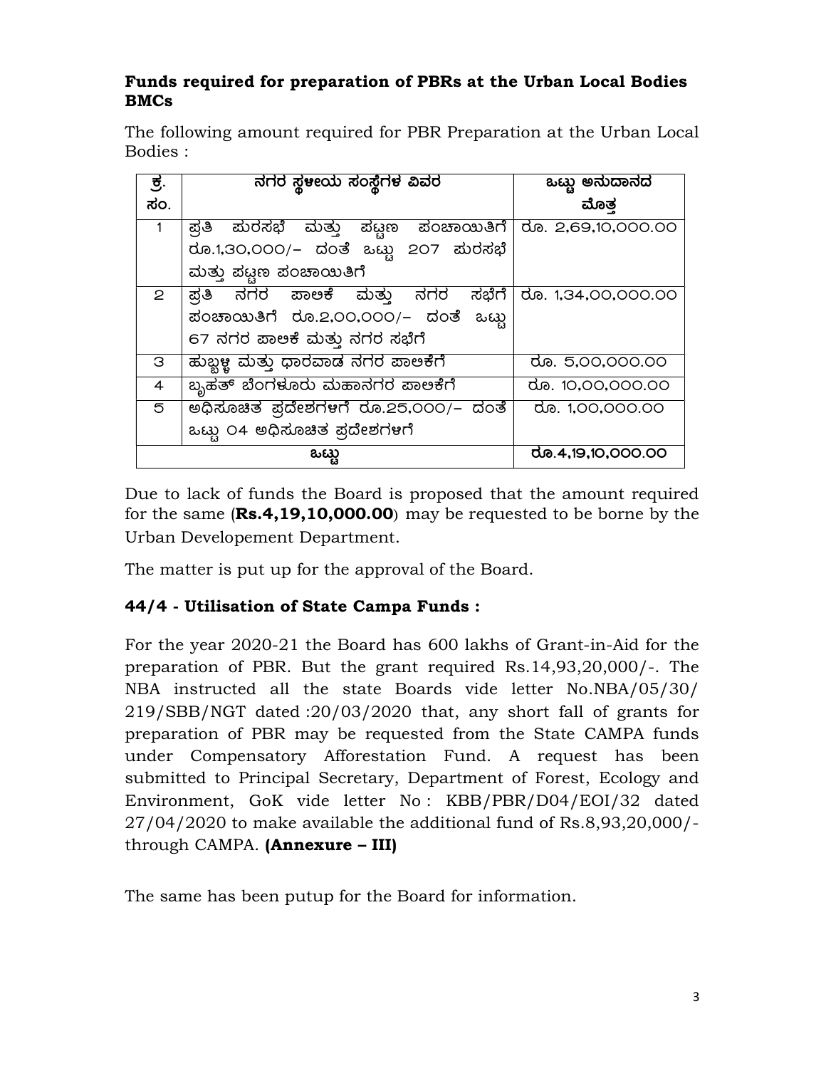**Funds required for preparation of PBRs at the Urban Local Bodies BMCs**

The following amount required for PBR Preparation at the Urban Local Bodies :

| ಕ್ರ. ಸಂ. | ನಗರ ಸ್ಥಳೀಯ ಸಂಸ್ಥೆಗಳ ವಿವರ | ಒಟ್ಟು ಅನುದಾನದ ಮೊತ್ತ |
|---|---|---|
| 1 | ಪ್ರತಿ ಪುರಸಭೆ ಮತ್ತು ಪಟ್ಟಣ ಪಂಚಾಯಿತಿಗೆ ರೂ.1,30,000/- ದಂತೆ ಒಟ್ಟು 207 ಪುರಸಭೆ ಮತ್ತು ಪಟ್ಟಣ ಪಂಚಾಯಿತಿಗೆ | ರೂ. 2,69,10,000.00 |
| 2 | ಪ್ರತಿ ನಗರ ಪಾಲಿಕೆ ಮತ್ತು ನಗರ ಸಭೆಗೆ ಪಂಚಾಯಿತಿಗೆ ರೂ.2,00,000/- ದಂತೆ ಒಟ್ಟು 67 ನಗರ ಪಾಲಿಕೆ ಮತ್ತು ನಗರ ಸಭೆಗೆ | ರೂ. 1,34,00,000.00 |
| 3 | ಹುಬ್ಬಳ್ಳಿ ಮತ್ತು ಧಾರವಾಡ ನಗರ ಪಾಲಿಕೆಗೆ | ರೂ. 5,00,000.00 |
| 4 | ಬೃಹತ್ ಬೆಂಗಳೂರು ಮಹಾನಗರ ಪಾಲಿಕೆಗೆ | ರೂ. 10,00,000.00 |
| 5 | ಅಧಿಸೂಚಿತ ಪ್ರದೇಶಗಳಗೆ ರೂ.25,000/- ದಂತೆ ಒಟ್ಟು 04 ಅಧಿಸೂಚಿತ ಪ್ರದೇಶಗಳಗೆ | ರೂ. 1,00,000.00 |
| | ಒಟ್ಟು | **ರೂ.4,19,10,000.00** |

Due to lack of funds the Board is proposed that the amount required for the same (**Rs.4,19,10,000.00**) may be requested to be borne by the Urban Developement Department.

The matter is put up for the approval of the Board.

### 44/4 - Utilisation of State Campa Funds :

For the year 2020-21 the Board has 600 lakhs of Grant-in-Aid for the preparation of PBR. But the grant required Rs.14,93,20,000/-. The NBA instructed all the state Boards vide letter No.NBA/05/30/ 219/SBB/NGT dated :20/03/2020 that, any short fall of grants for preparation of PBR may be requested from the State CAMPA funds under Compensatory Afforestation Fund. A request has been submitted to Principal Secretary, Department of Forest, Ecology and Environment, GoK vide letter No : KBB/PBR/D04/EOI/32 dated 27/04/2020 to make available the additional fund of Rs.8,93,20,000/- through CAMPA. **(Annexure – III)**

The same has been putup for the Board for information.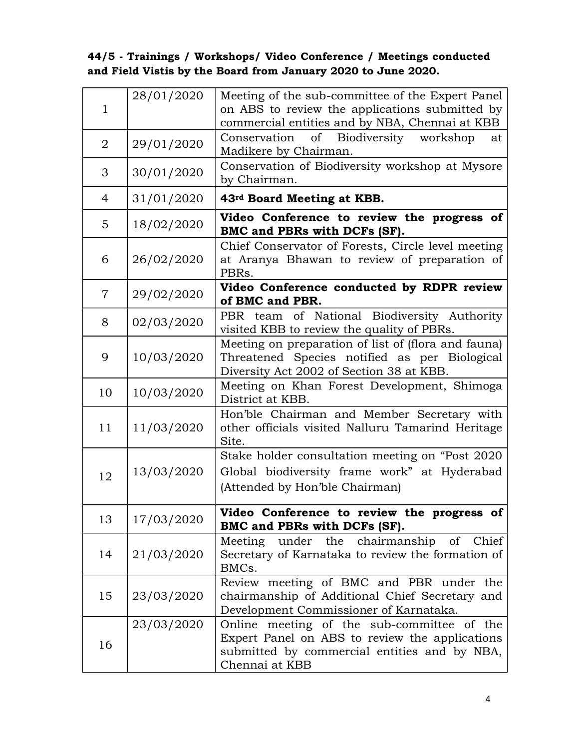**44/5 - Trainings / Workshops/ Video Conference / Meetings conducted and Field Vistis by the Board from January 2020 to June 2020.**

| | | |
|---|---|---|
| 1 | 28/01/2020 | Meeting of the sub-committee of the Expert Panel on ABS to review the applications submitted by commercial entities and by NBA, Chennai at KBB |
| 2 | 29/01/2020 | Conservation of Biodiversity workshop at Madikere by Chairman. |
| 3 | 30/01/2020 | Conservation of Biodiversity workshop at Mysore by Chairman. |
| 4 | 31/01/2020 | **43rd Board Meeting at KBB.** |
| 5 | 18/02/2020 | **Video Conference to review the progress of BMC and PBRs with DCFs (SF).** |
| 6 | 26/02/2020 | Chief Conservator of Forests, Circle level meeting at Aranya Bhawan to review of preparation of PBRs. |
| 7 | 29/02/2020 | **Video Conference conducted by RDPR review of BMC and PBR.** |
| 8 | 02/03/2020 | PBR team of National Biodiversity Authority visited KBB to review the quality of PBRs. |
| 9 | 10/03/2020 | Meeting on preparation of list of (flora and fauna) Threatened Species notified as per Biological Diversity Act 2002 of Section 38 at KBB. |
| 10 | 10/03/2020 | Meeting on Khan Forest Development, Shimoga District at KBB. |
| 11 | 11/03/2020 | Hon'ble Chairman and Member Secretary with other officials visited Nalluru Tamarind Heritage Site. |
| 12 | 13/03/2020 | Stake holder consultation meeting on "Post 2020 Global biodiversity frame work" at Hyderabad (Attended by Hon'ble Chairman) |
| 13 | 17/03/2020 | **Video Conference to review the progress of BMC and PBRs with DCFs (SF).** |
| 14 | 21/03/2020 | Meeting under the chairmanship of Chief Secretary of Karnataka to review the formation of BMCs. |
| 15 | 23/03/2020 | Review meeting of BMC and PBR under the chairmanship of Additional Chief Secretary and Development Commissioner of Karnataka. |
| 16 | 23/03/2020 | Online meeting of the sub-committee of the Expert Panel on ABS to review the applications submitted by commercial entities and by NBA, Chennai at KBB |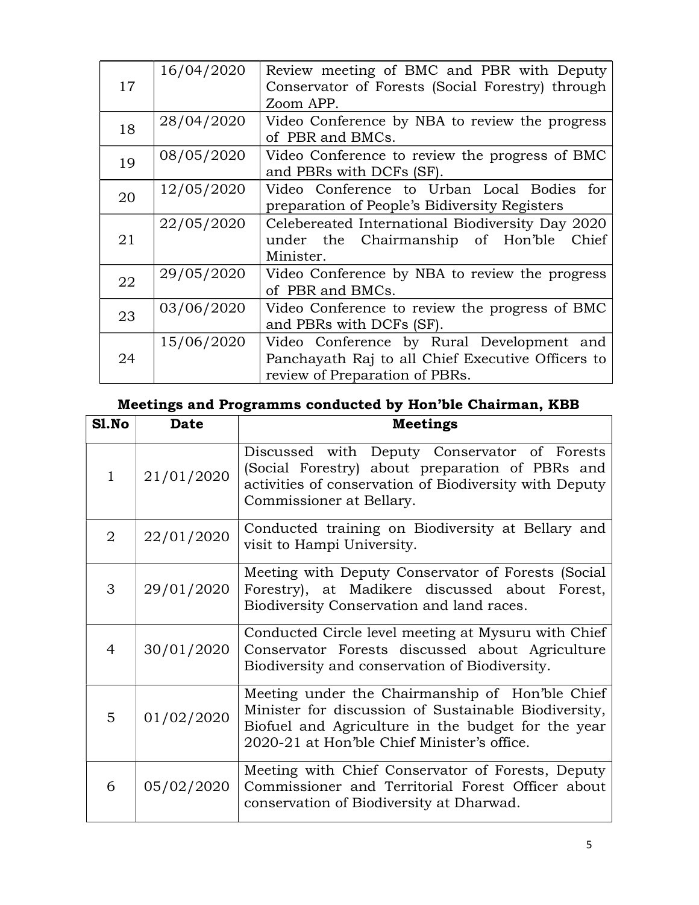| | | |
|---|---|---|
| 17 | 16/04/2020 | Review meeting of BMC and PBR with Deputy Conservator of Forests (Social Forestry) through Zoom APP. |
| 18 | 28/04/2020 | Video Conference by NBA to review the progress of PBR and BMCs. |
| 19 | 08/05/2020 | Video Conference to review the progress of BMC and PBRs with DCFs (SF). |
| 20 | 12/05/2020 | Video Conference to Urban Local Bodies for preparation of People's Bidiversity Registers |
| 21 | 22/05/2020 | Celebereated International Biodiversity Day 2020 under the Chairmanship of Hon'ble Chief Minister. |
| 22 | 29/05/2020 | Video Conference by NBA to review the progress of PBR and BMCs. |
| 23 | 03/06/2020 | Video Conference to review the progress of BMC and PBRs with DCFs (SF). |
| 24 | 15/06/2020 | Video Conference by Rural Development and Panchayath Raj to all Chief Executive Officers to review of Preparation of PBRs. |

### Meetings and Programms conducted by Hon'ble Chairman, KBB

| Sl.No | Date | Meetings |
|---|---|---|
| 1 | 21/01/2020 | Discussed with Deputy Conservator of Forests (Social Forestry) about preparation of PBRs and activities of conservation of Biodiversity with Deputy Commissioner at Bellary. |
| 2 | 22/01/2020 | Conducted training on Biodiversity at Bellary and visit to Hampi University. |
| 3 | 29/01/2020 | Meeting with Deputy Conservator of Forests (Social Forestry), at Madikere discussed about Forest, Biodiversity Conservation and land races. |
| 4 | 30/01/2020 | Conducted Circle level meeting at Mysuru with Chief Conservator Forests discussed about Agriculture Biodiversity and conservation of Biodiversity. |
| 5 | 01/02/2020 | Meeting under the Chairmanship of Hon'ble Chief Minister for discussion of Sustainable Biodiversity, Biofuel and Agriculture in the budget for the year 2020-21 at Hon'ble Chief Minister's office. |
| 6 | 05/02/2020 | Meeting with Chief Conservator of Forests, Deputy Commissioner and Territorial Forest Officer about conservation of Biodiversity at Dharwad. |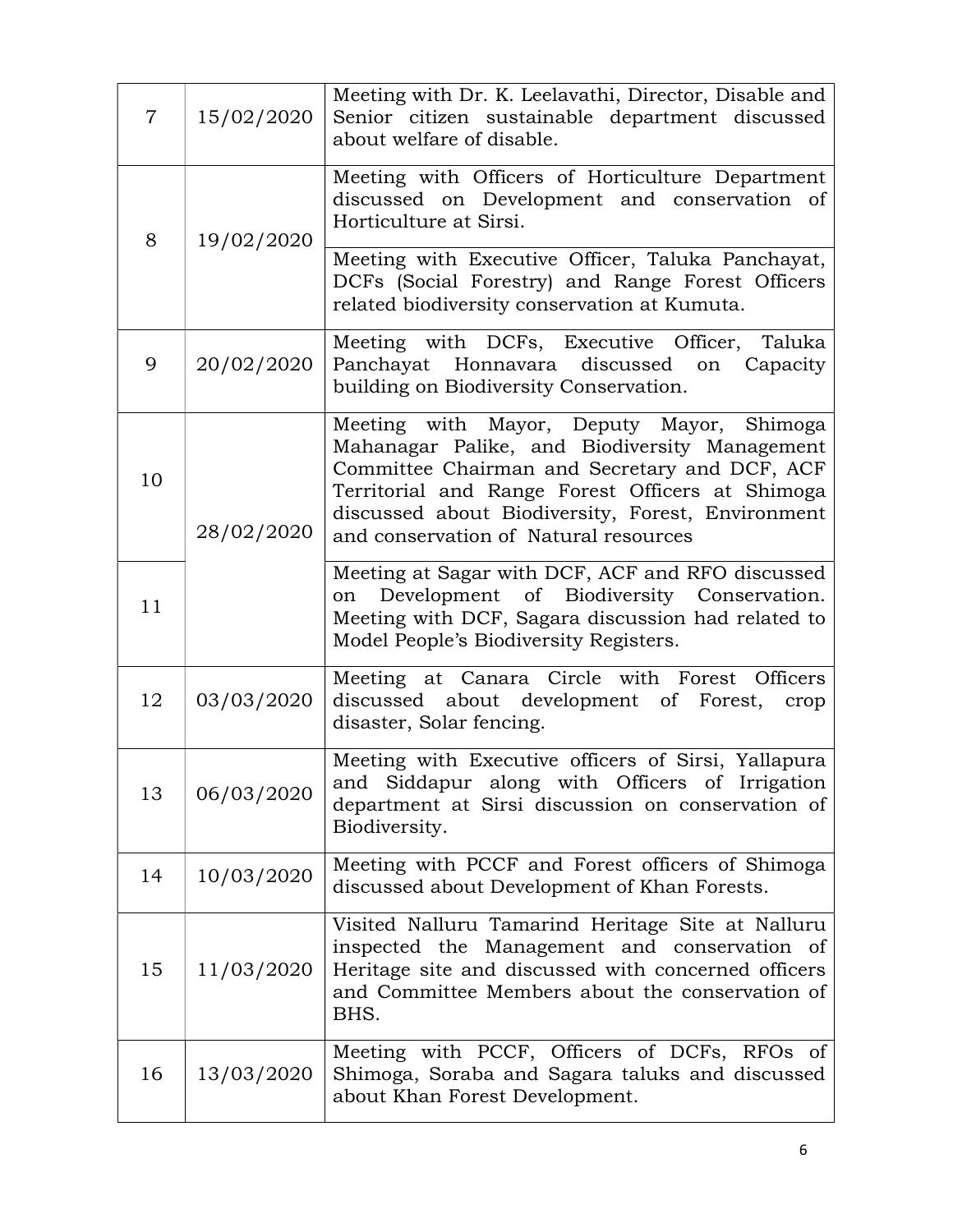| 7 | 15/02/2020 | Meeting with Dr. K. Leelavathi, Director, Disable and Senior citizen sustainable department discussed about welfare of disable. |
|---|---|---|
| 8 | 19/02/2020 | Meeting with Officers of Horticulture Department discussed on Development and conservation of Horticulture at Sirsi. |
| | | Meeting with Executive Officer, Taluka Panchayat, DCFs (Social Forestry) and Range Forest Officers related biodiversity conservation at Kumuta. |
| 9 | 20/02/2020 | Meeting with DCFs, Executive Officer, Taluka Panchayat Honnavara discussed on Capacity building on Biodiversity Conservation. |
| 10 | 28/02/2020 | Meeting with Mayor, Deputy Mayor, Shimoga Mahanagar Palike, and Biodiversity Management Committee Chairman and Secretary and DCF, ACF Territorial and Range Forest Officers at Shimoga discussed about Biodiversity, Forest, Environment and conservation of Natural resources |
| 11 | | Meeting at Sagar with DCF, ACF and RFO discussed on Development of Biodiversity Conservation. Meeting with DCF, Sagara discussion had related to Model People's Biodiversity Registers. |
| 12 | 03/03/2020 | Meeting at Canara Circle with Forest Officers discussed about development of Forest, crop disaster, Solar fencing. |
| 13 | 06/03/2020 | Meeting with Executive officers of Sirsi, Yallapura and Siddapur along with Officers of Irrigation department at Sirsi discussion on conservation of Biodiversity. |
| 14 | 10/03/2020 | Meeting with PCCF and Forest officers of Shimoga discussed about Development of Khan Forests. |
| 15 | 11/03/2020 | Visited Nalluru Tamarind Heritage Site at Nalluru inspected the Management and conservation of Heritage site and discussed with concerned officers and Committee Members about the conservation of BHS. |
| 16 | 13/03/2020 | Meeting with PCCF, Officers of DCFs, RFOs of Shimoga, Soraba and Sagara taluks and discussed about Khan Forest Development. |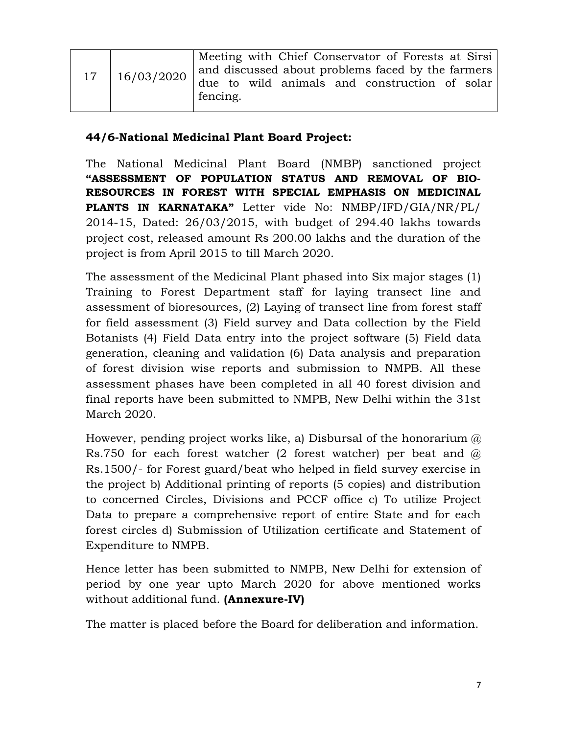| 17 | 16/03/2020 | Meeting with Chief Conservator of Forests at Sirsi and discussed about problems faced by the farmers due to wild animals and construction of solar fencing. |
|---|---|---|

**44/6-National Medicinal Plant Board Project:**

The National Medicinal Plant Board (NMBP) sanctioned project **"ASSESSMENT OF POPULATION STATUS AND REMOVAL OF BIO-RESOURCES IN FOREST WITH SPECIAL EMPHASIS ON MEDICINAL PLANTS IN KARNATAKA"** Letter vide No: NMBP/IFD/GIA/NR/PL/ 2014-15, Dated: 26/03/2015, with budget of 294.40 lakhs towards project cost, released amount Rs 200.00 lakhs and the duration of the project is from April 2015 to till March 2020.

The assessment of the Medicinal Plant phased into Six major stages (1) Training to Forest Department staff for laying transect line and assessment of bioresources, (2) Laying of transect line from forest staff for field assessment (3) Field survey and Data collection by the Field Botanists (4) Field Data entry into the project software (5) Field data generation, cleaning and validation (6) Data analysis and preparation of forest division wise reports and submission to NMPB. All these assessment phases have been completed in all 40 forest division and final reports have been submitted to NMPB, New Delhi within the 31st March 2020.

However, pending project works like, a) Disbursal of the honorarium @ Rs.750 for each forest watcher (2 forest watcher) per beat and @ Rs.1500/- for Forest guard/beat who helped in field survey exercise in the project b) Additional printing of reports (5 copies) and distribution to concerned Circles, Divisions and PCCF office c) To utilize Project Data to prepare a comprehensive report of entire State and for each forest circles d) Submission of Utilization certificate and Statement of Expenditure to NMPB.

Hence letter has been submitted to NMPB, New Delhi for extension of period by one year upto March 2020 for above mentioned works without additional fund. **(Annexure-IV)**

The matter is placed before the Board for deliberation and information.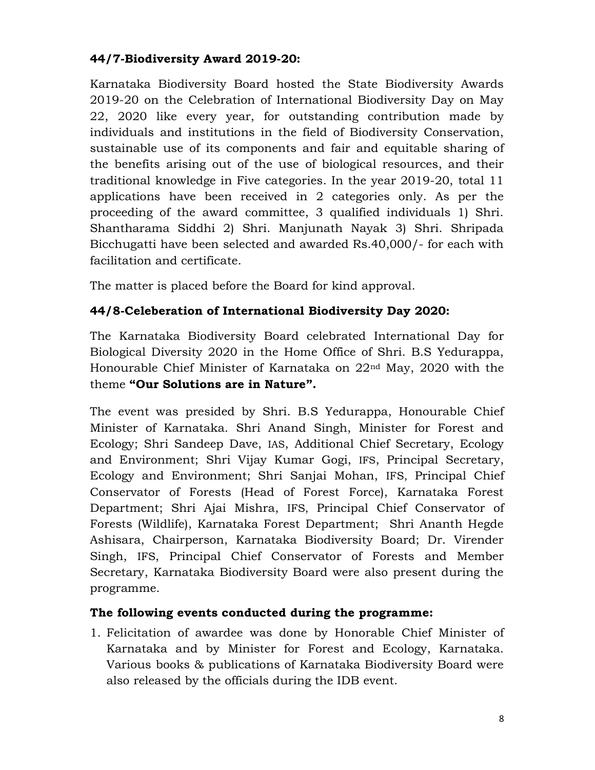### 44/7-Biodiversity Award 2019-20:

Karnataka Biodiversity Board hosted the State Biodiversity Awards 2019-20 on the Celebration of International Biodiversity Day on May 22, 2020 like every year, for outstanding contribution made by individuals and institutions in the field of Biodiversity Conservation, sustainable use of its components and fair and equitable sharing of the benefits arising out of the use of biological resources, and their traditional knowledge in Five categories. In the year 2019-20, total 11 applications have been received in 2 categories only. As per the proceeding of the award committee, 3 qualified individuals 1) Shri. Shantharama Siddhi 2) Shri. Manjunath Nayak 3) Shri. Shripada Bicchugatti have been selected and awarded Rs.40,000/- for each with facilitation and certificate.

The matter is placed before the Board for kind approval.

### 44/8-Celeberation of International Biodiversity Day 2020:

The Karnataka Biodiversity Board celebrated International Day for Biological Diversity 2020 in the Home Office of Shri. B.S Yedurappa, Honourable Chief Minister of Karnataka on 22nd May, 2020 with the theme **"Our Solutions are in Nature".**

The event was presided by Shri. B.S Yedurappa, Honourable Chief Minister of Karnataka. Shri Anand Singh, Minister for Forest and Ecology; Shri Sandeep Dave, IAS, Additional Chief Secretary, Ecology and Environment; Shri Vijay Kumar Gogi, IFS, Principal Secretary, Ecology and Environment; Shri Sanjai Mohan, IFS, Principal Chief Conservator of Forests (Head of Forest Force), Karnataka Forest Department; Shri Ajai Mishra, IFS, Principal Chief Conservator of Forests (Wildlife), Karnataka Forest Department; Shri Ananth Hegde Ashisara, Chairperson, Karnataka Biodiversity Board; Dr. Virender Singh, IFS, Principal Chief Conservator of Forests and Member Secretary, Karnataka Biodiversity Board were also present during the programme.

**The following events conducted during the programme:**

1. Felicitation of awardee was done by Honorable Chief Minister of Karnataka and by Minister for Forest and Ecology, Karnataka. Various books & publications of Karnataka Biodiversity Board were also released by the officials during the IDB event.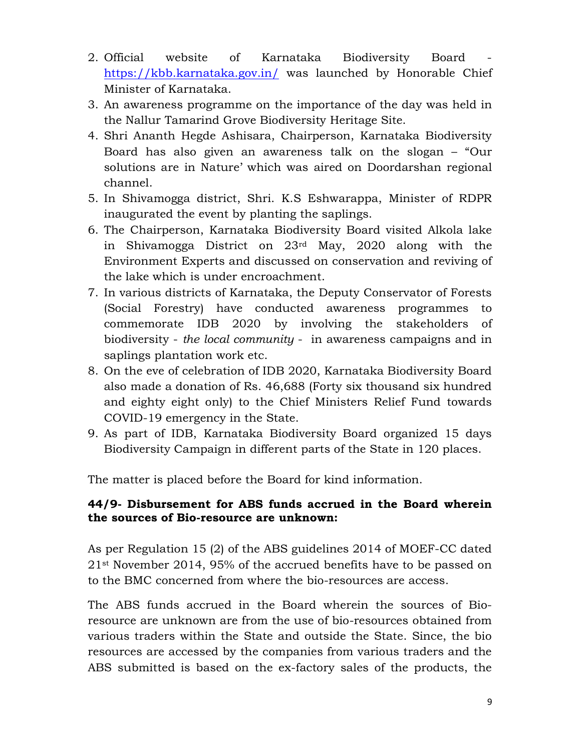2. Official website of Karnataka Biodiversity Board - https://kbb.karnataka.gov.in/ was launched by Honorable Chief Minister of Karnataka.
3. An awareness programme on the importance of the day was held in the Nallur Tamarind Grove Biodiversity Heritage Site.
4. Shri Ananth Hegde Ashisara, Chairperson, Karnataka Biodiversity Board has also given an awareness talk on the slogan – "Our solutions are in Nature' which was aired on Doordarshan regional channel.
5. In Shivamogga district, Shri. K.S Eshwarappa, Minister of RDPR inaugurated the event by planting the saplings.
6. The Chairperson, Karnataka Biodiversity Board visited Alkola lake in Shivamogga District on 23rd May, 2020 along with the Environment Experts and discussed on conservation and reviving of the lake which is under encroachment.
7. In various districts of Karnataka, the Deputy Conservator of Forests (Social Forestry) have conducted awareness programmes to commemorate IDB 2020 by involving the stakeholders of biodiversity - *the local community* - in awareness campaigns and in saplings plantation work etc.
8. On the eve of celebration of IDB 2020, Karnataka Biodiversity Board also made a donation of Rs. 46,688 (Forty six thousand six hundred and eighty eight only) to the Chief Ministers Relief Fund towards COVID-19 emergency in the State.
9. As part of IDB, Karnataka Biodiversity Board organized 15 days Biodiversity Campaign in different parts of the State in 120 places.

The matter is placed before the Board for kind information.

**44/9- Disbursement for ABS funds accrued in the Board wherein the sources of Bio-resource are unknown:**

As per Regulation 15 (2) of the ABS guidelines 2014 of MOEF-CC dated 21st November 2014, 95% of the accrued benefits have to be passed on to the BMC concerned from where the bio-resources are access.

The ABS funds accrued in the Board wherein the sources of Bio-resource are unknown are from the use of bio-resources obtained from various traders within the State and outside the State. Since, the bio resources are accessed by the companies from various traders and the ABS submitted is based on the ex-factory sales of the products, the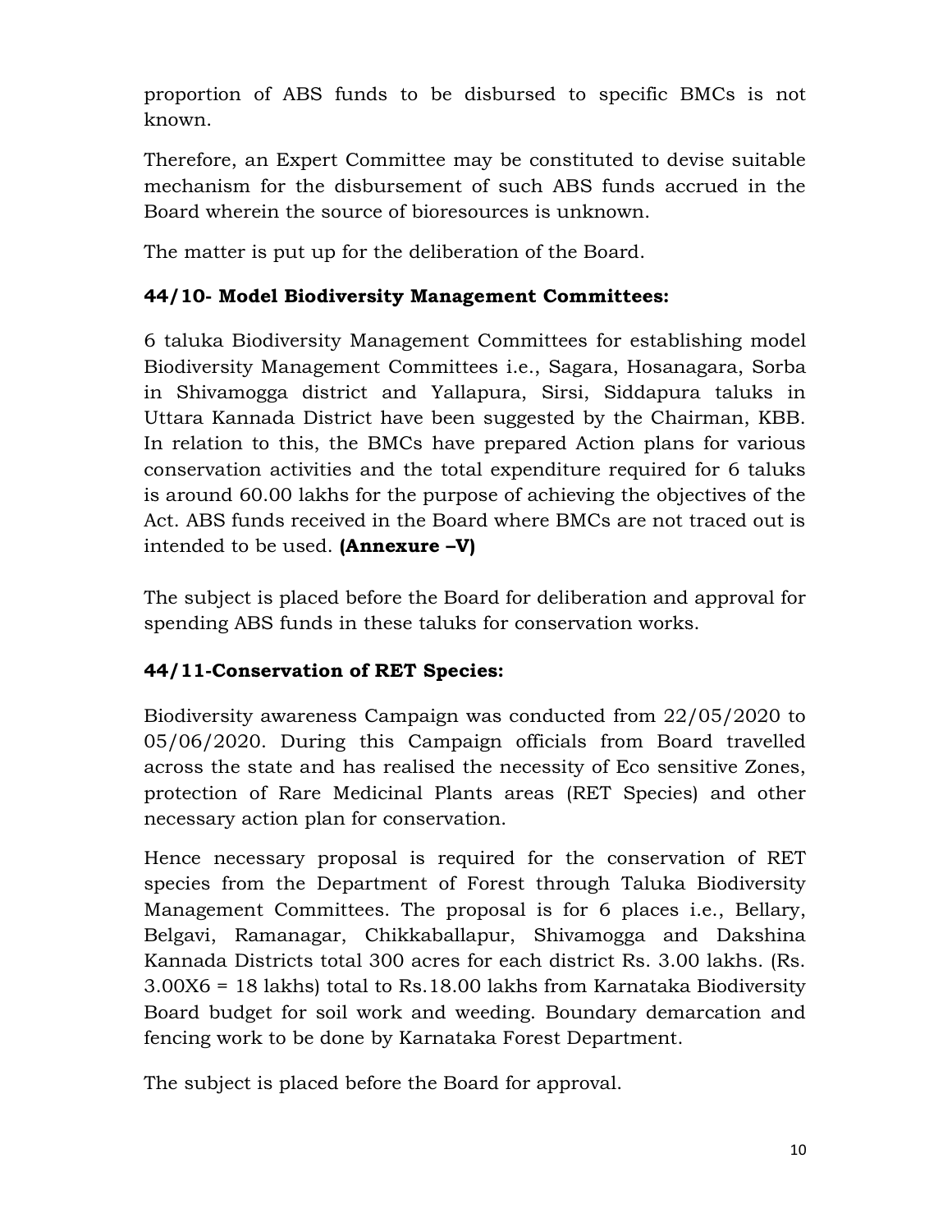proportion of ABS funds to be disbursed to specific BMCs is not known.

Therefore, an Expert Committee may be constituted to devise suitable mechanism for the disbursement of such ABS funds accrued in the Board wherein the source of bioresources is unknown.

The matter is put up for the deliberation of the Board.

### 44/10- Model Biodiversity Management Committees:

6 taluka Biodiversity Management Committees for establishing model Biodiversity Management Committees i.e., Sagara, Hosanagara, Sorba in Shivamogga district and Yallapura, Sirsi, Siddapura taluks in Uttara Kannada District have been suggested by the Chairman, KBB. In relation to this, the BMCs have prepared Action plans for various conservation activities and the total expenditure required for 6 taluks is around 60.00 lakhs for the purpose of achieving the objectives of the Act. ABS funds received in the Board where BMCs are not traced out is intended to be used. **(Annexure –V)**

The subject is placed before the Board for deliberation and approval for spending ABS funds in these taluks for conservation works.

### 44/11-Conservation of RET Species:

Biodiversity awareness Campaign was conducted from 22/05/2020 to 05/06/2020. During this Campaign officials from Board travelled across the state and has realised the necessity of Eco sensitive Zones, protection of Rare Medicinal Plants areas (RET Species) and other necessary action plan for conservation.

Hence necessary proposal is required for the conservation of RET species from the Department of Forest through Taluka Biodiversity Management Committees. The proposal is for 6 places i.e., Bellary, Belgavi, Ramanagar, Chikkaballapur, Shivamogga and Dakshina Kannada Districts total 300 acres for each district Rs. 3.00 lakhs. (Rs. 3.00X6 = 18 lakhs) total to Rs.18.00 lakhs from Karnataka Biodiversity Board budget for soil work and weeding. Boundary demarcation and fencing work to be done by Karnataka Forest Department.

The subject is placed before the Board for approval.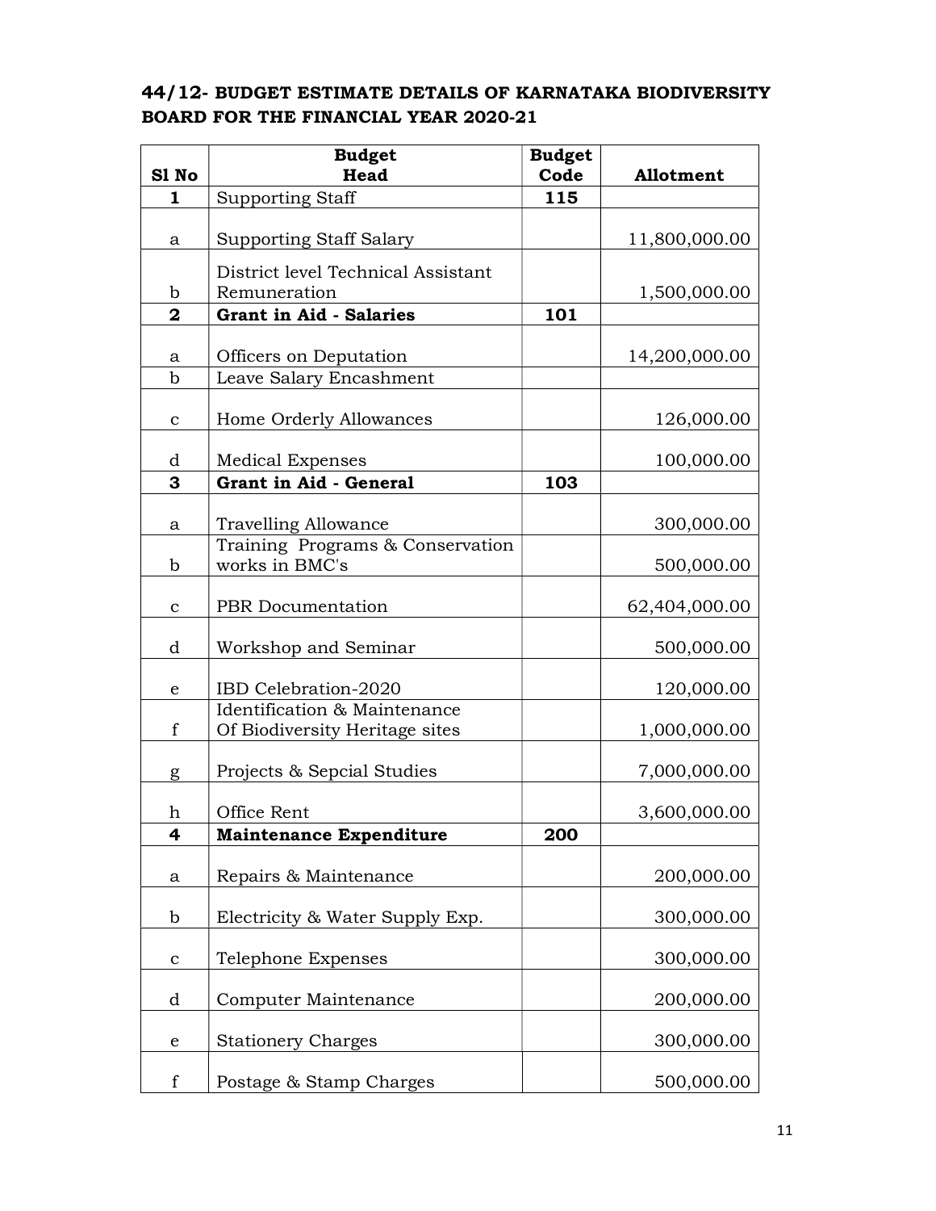## 44/12- BUDGET ESTIMATE DETAILS OF KARNATAKA BIODIVERSITY BOARD FOR THE FINANCIAL YEAR 2020-21

| Sl No | Budget Head | Budget Code | Allotment |
|---|---|---|---|
| **1** | Supporting Staff | **115** | |
| a | Supporting Staff Salary | | 11,800,000.00 |
| b | District level Technical Assistant Remuneration | | 1,500,000.00 |
| **2** | **Grant in Aid - Salaries** | **101** | |
| a | Officers on Deputation | | 14,200,000.00 |
| b | Leave Salary Encashment | | |
| c | Home Orderly Allowances | | 126,000.00 |
| d | Medical Expenses | | 100,000.00 |
| **3** | **Grant in Aid - General** | **103** | |
| a | Travelling Allowance | | 300,000.00 |
| b | Training Programs & Conservation works in BMC's | | 500,000.00 |
| c | PBR Documentation | | 62,404,000.00 |
| d | Workshop and Seminar | | 500,000.00 |
| e | IBD Celebration-2020 | | 120,000.00 |
| f | Identification & Maintenance Of Biodiversity Heritage sites | | 1,000,000.00 |
| g | Projects & Sepcial Studies | | 7,000,000.00 |
| h | Office Rent | | 3,600,000.00 |
| **4** | **Maintenance Expenditure** | **200** | |
| a | Repairs & Maintenance | | 200,000.00 |
| b | Electricity & Water Supply Exp. | | 300,000.00 |
| c | Telephone Expenses | | 300,000.00 |
| d | Computer Maintenance | | 200,000.00 |
| e | Stationery Charges | | 300,000.00 |
| f | Postage & Stamp Charges | | 500,000.00 |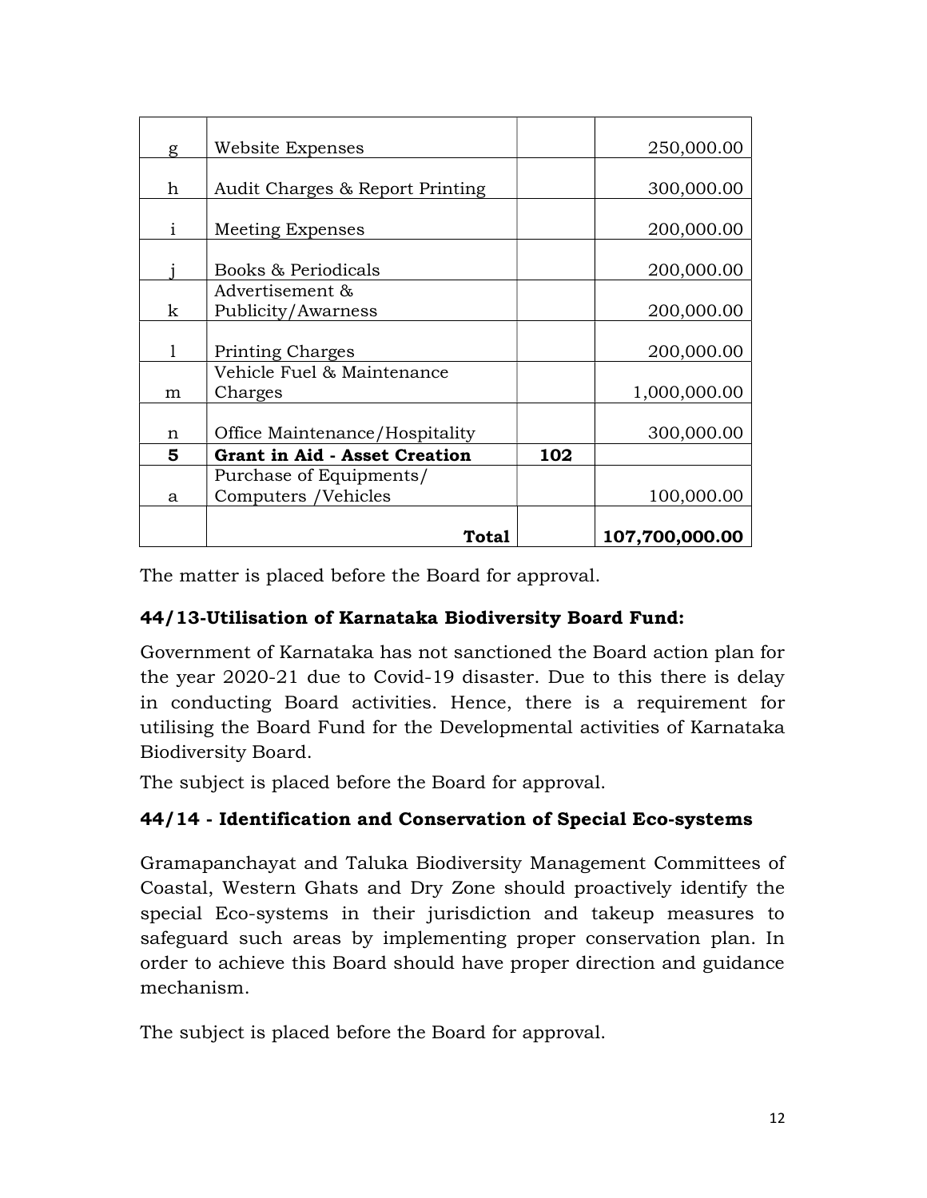| | | | |
|---|---|---|---|
| g | Website Expenses | | 250,000.00 |
| h | Audit Charges & Report Printing | | 300,000.00 |
| i | Meeting Expenses | | 200,000.00 |
| j | Books & Periodicals | | 200,000.00 |
| k | Advertisement & Publicity/Awarness | | 200,000.00 |
| l | Printing Charges | | 200,000.00 |
| m | Vehicle Fuel & Maintenance Charges | | 1,000,000.00 |
| n | Office Maintenance/Hospitality | | 300,000.00 |
| **5** | **Grant in Aid - Asset Creation** | **102** | |
| a | Purchase of Equipments/ Computers /Vehicles | | 100,000.00 |
| | **Total** | | **107,700,000.00** |

The matter is placed before the Board for approval.

### 44/13-Utilisation of Karnataka Biodiversity Board Fund:

Government of Karnataka has not sanctioned the Board action plan for the year 2020-21 due to Covid-19 disaster. Due to this there is delay in conducting Board activities. Hence, there is a requirement for utilising the Board Fund for the Developmental activities of Karnataka Biodiversity Board.

The subject is placed before the Board for approval.

### 44/14 - Identification and Conservation of Special Eco-systems

Gramapanchayat and Taluka Biodiversity Management Committees of Coastal, Western Ghats and Dry Zone should proactively identify the special Eco-systems in their jurisdiction and takeup measures to safeguard such areas by implementing proper conservation plan. In order to achieve this Board should have proper direction and guidance mechanism.

The subject is placed before the Board for approval.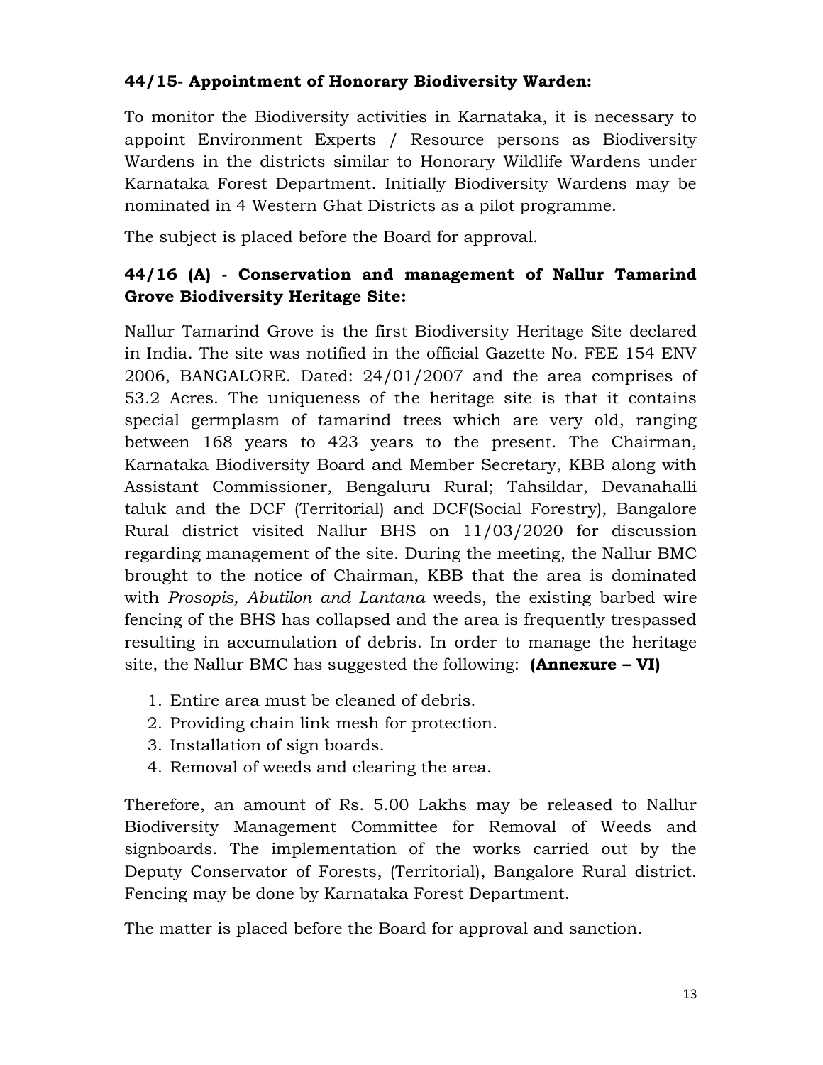### 44/15- Appointment of Honorary Biodiversity Warden:

To monitor the Biodiversity activities in Karnataka, it is necessary to appoint Environment Experts / Resource persons as Biodiversity Wardens in the districts similar to Honorary Wildlife Wardens under Karnataka Forest Department. Initially Biodiversity Wardens may be nominated in 4 Western Ghat Districts as a pilot programme.

The subject is placed before the Board for approval.

### 44/16 (A) - Conservation and management of Nallur Tamarind Grove Biodiversity Heritage Site:

Nallur Tamarind Grove is the first Biodiversity Heritage Site declared in India. The site was notified in the official Gazette No. FEE 154 ENV 2006, BANGALORE. Dated: 24/01/2007 and the area comprises of 53.2 Acres. The uniqueness of the heritage site is that it contains special germplasm of tamarind trees which are very old, ranging between 168 years to 423 years to the present. The Chairman, Karnataka Biodiversity Board and Member Secretary, KBB along with Assistant Commissioner, Bengaluru Rural; Tahsildar, Devanahalli taluk and the DCF (Territorial) and DCF(Social Forestry), Bangalore Rural district visited Nallur BHS on 11/03/2020 for discussion regarding management of the site. During the meeting, the Nallur BMC brought to the notice of Chairman, KBB that the area is dominated with *Prosopis, Abutilon and Lantana* weeds, the existing barbed wire fencing of the BHS has collapsed and the area is frequently trespassed resulting in accumulation of debris. In order to manage the heritage site, the Nallur BMC has suggested the following: **(Annexure – VI)**

1. Entire area must be cleaned of debris.
2. Providing chain link mesh for protection.
3. Installation of sign boards.
4. Removal of weeds and clearing the area.

Therefore, an amount of Rs. 5.00 Lakhs may be released to Nallur Biodiversity Management Committee for Removal of Weeds and signboards. The implementation of the works carried out by the Deputy Conservator of Forests, (Territorial), Bangalore Rural district. Fencing may be done by Karnataka Forest Department.

The matter is placed before the Board for approval and sanction.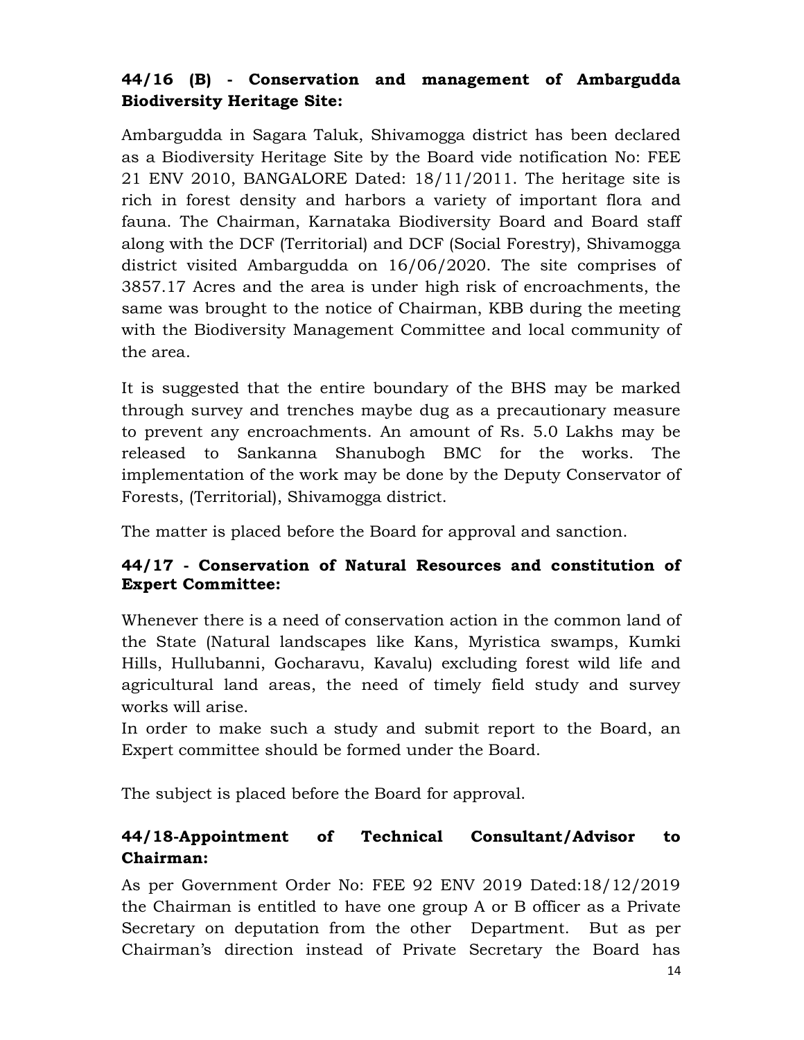### 44/16 (B) - Conservation and management of Ambargudda Biodiversity Heritage Site:

Ambargudda in Sagara Taluk, Shivamogga district has been declared as a Biodiversity Heritage Site by the Board vide notification No: FEE 21 ENV 2010, BANGALORE Dated: 18/11/2011. The heritage site is rich in forest density and harbors a variety of important flora and fauna. The Chairman, Karnataka Biodiversity Board and Board staff along with the DCF (Territorial) and DCF (Social Forestry), Shivamogga district visited Ambargudda on 16/06/2020. The site comprises of 3857.17 Acres and the area is under high risk of encroachments, the same was brought to the notice of Chairman, KBB during the meeting with the Biodiversity Management Committee and local community of the area.

It is suggested that the entire boundary of the BHS may be marked through survey and trenches maybe dug as a precautionary measure to prevent any encroachments. An amount of Rs. 5.0 Lakhs may be released to Sankanna Shanubogh BMC for the works. The implementation of the work may be done by the Deputy Conservator of Forests, (Territorial), Shivamogga district.

The matter is placed before the Board for approval and sanction.

### 44/17 - Conservation of Natural Resources and constitution of Expert Committee:

Whenever there is a need of conservation action in the common land of the State (Natural landscapes like Kans, Myristica swamps, Kumki Hills, Hullubanni, Gocharavu, Kavalu) excluding forest wild life and agricultural land areas, the need of timely field study and survey works will arise.

In order to make such a study and submit report to the Board, an Expert committee should be formed under the Board.

The subject is placed before the Board for approval.

### 44/18-Appointment of Technical Consultant/Advisor to Chairman:

As per Government Order No: FEE 92 ENV 2019 Dated:18/12/2019 the Chairman is entitled to have one group A or B officer as a Private Secretary on deputation from the other Department. But as per Chairman's direction instead of Private Secretary the Board has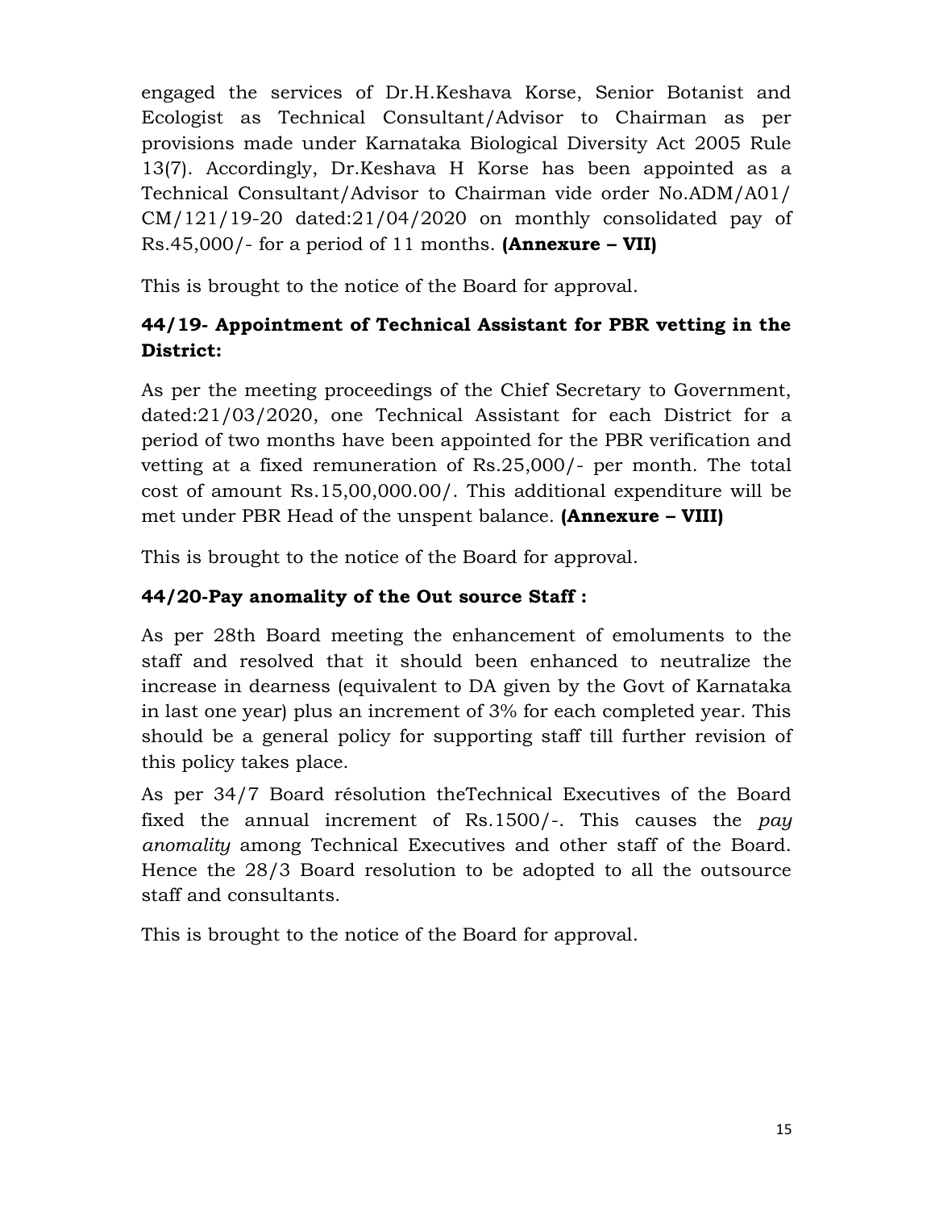engaged the services of Dr.H.Keshava Korse, Senior Botanist and Ecologist as Technical Consultant/Advisor to Chairman as per provisions made under Karnataka Biological Diversity Act 2005 Rule 13(7). Accordingly, Dr.Keshava H Korse has been appointed as a Technical Consultant/Advisor to Chairman vide order No.ADM/A01/ CM/121/19-20 dated:21/04/2020 on monthly consolidated pay of Rs.45,000/- for a period of 11 months. **(Annexure – VII)**

This is brought to the notice of the Board for approval.

### 44/19- Appointment of Technical Assistant for PBR vetting in the District:

As per the meeting proceedings of the Chief Secretary to Government, dated:21/03/2020, one Technical Assistant for each District for a period of two months have been appointed for the PBR verification and vetting at a fixed remuneration of Rs.25,000/- per month. The total cost of amount Rs.15,00,000.00/. This additional expenditure will be met under PBR Head of the unspent balance. **(Annexure – VIII)**

This is brought to the notice of the Board for approval.

### 44/20-Pay anomality of the Out source Staff :

As per 28th Board meeting the enhancement of emoluments to the staff and resolved that it should been enhanced to neutralize the increase in dearness (equivalent to DA given by the Govt of Karnataka in last one year) plus an increment of 3% for each completed year. This should be a general policy for supporting staff till further revision of this policy takes place.

As per 34/7 Board résolution theTechnical Executives of the Board fixed the annual increment of Rs.1500/-. This causes the *pay anomality* among Technical Executives and other staff of the Board. Hence the 28/3 Board resolution to be adopted to all the outsource staff and consultants.

This is brought to the notice of the Board for approval.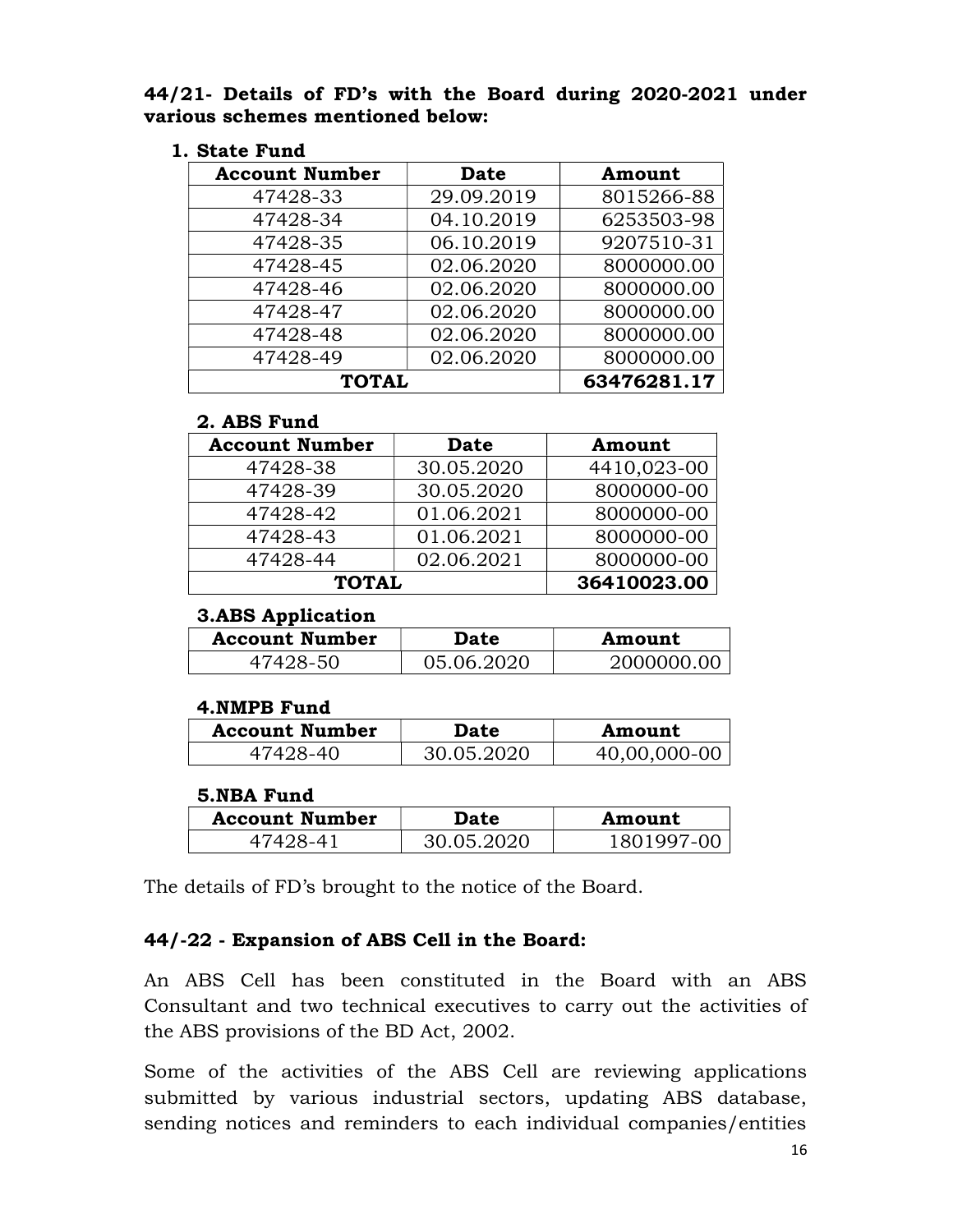**44/21- Details of FD's with the Board during 2020-2021 under various schemes mentioned below:**

1. **State Fund**

| Account Number | Date | Amount |
|---|---|---|
| 47428-33 | 29.09.2019 | 8015266-88 |
| 47428-34 | 04.10.2019 | 6253503-98 |
| 47428-35 | 06.10.2019 | 9207510-31 |
| 47428-45 | 02.06.2020 | 8000000.00 |
| 47428-46 | 02.06.2020 | 8000000.00 |
| 47428-47 | 02.06.2020 | 8000000.00 |
| 47428-48 | 02.06.2020 | 8000000.00 |
| 47428-49 | 02.06.2020 | 8000000.00 |
| **TOTAL** | | **63476281.17** |

**2. ABS Fund**

| Account Number | Date | Amount |
|---|---|---|
| 47428-38 | 30.05.2020 | 4410,023-00 |
| 47428-39 | 30.05.2020 | 8000000-00 |
| 47428-42 | 01.06.2021 | 8000000-00 |
| 47428-43 | 01.06.2021 | 8000000-00 |
| 47428-44 | 02.06.2021 | 8000000-00 |
| **TOTAL** | | **36410023.00** |

**3.ABS Application**

| Account Number | Date | Amount |
|---|---|---|
| 47428-50 | 05.06.2020 | 2000000.00 |

**4.NMPB Fund**

| Account Number | Date | Amount |
|---|---|---|
| 47428-40 | 30.05.2020 | 40,00,000-00 |

**5.NBA Fund**

| Account Number | Date | Amount |
|---|---|---|
| 47428-41 | 30.05.2020 | 1801997-00 |

The details of FD's brought to the notice of the Board.

**44/-22 - Expansion of ABS Cell in the Board:**

An ABS Cell has been constituted in the Board with an ABS Consultant and two technical executives to carry out the activities of the ABS provisions of the BD Act, 2002.

Some of the activities of the ABS Cell are reviewing applications submitted by various industrial sectors, updating ABS database, sending notices and reminders to each individual companies/entities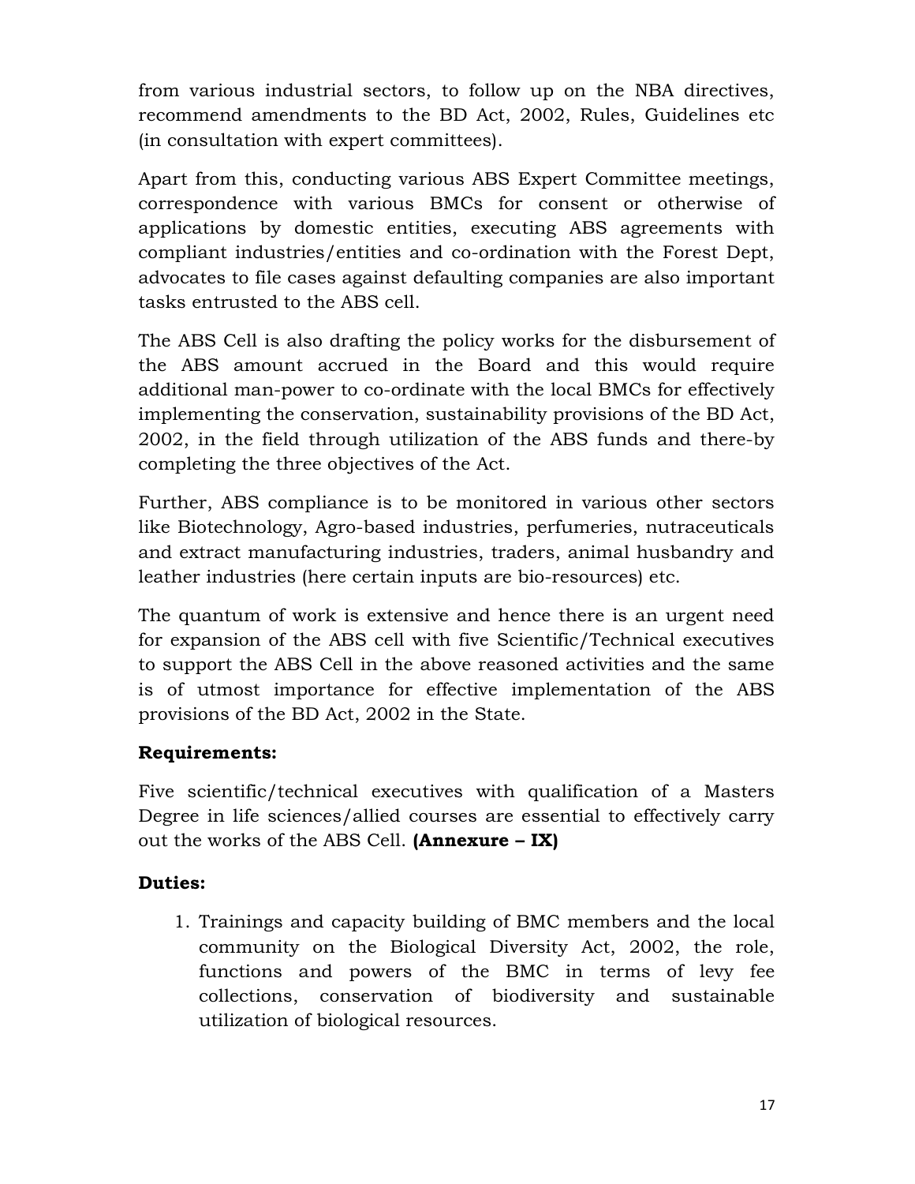from various industrial sectors, to follow up on the NBA directives, recommend amendments to the BD Act, 2002, Rules, Guidelines etc (in consultation with expert committees).

Apart from this, conducting various ABS Expert Committee meetings, correspondence with various BMCs for consent or otherwise of applications by domestic entities, executing ABS agreements with compliant industries/entities and co-ordination with the Forest Dept, advocates to file cases against defaulting companies are also important tasks entrusted to the ABS cell.

The ABS Cell is also drafting the policy works for the disbursement of the ABS amount accrued in the Board and this would require additional man-power to co-ordinate with the local BMCs for effectively implementing the conservation, sustainability provisions of the BD Act, 2002, in the field through utilization of the ABS funds and there-by completing the three objectives of the Act.

Further, ABS compliance is to be monitored in various other sectors like Biotechnology, Agro-based industries, perfumeries, nutraceuticals and extract manufacturing industries, traders, animal husbandry and leather industries (here certain inputs are bio-resources) etc.

The quantum of work is extensive and hence there is an urgent need for expansion of the ABS cell with five Scientific/Technical executives to support the ABS Cell in the above reasoned activities and the same is of utmost importance for effective implementation of the ABS provisions of the BD Act, 2002 in the State.

**Requirements:**

Five scientific/technical executives with qualification of a Masters Degree in life sciences/allied courses are essential to effectively carry out the works of the ABS Cell. **(Annexure – IX)**

**Duties:**

1. Trainings and capacity building of BMC members and the local community on the Biological Diversity Act, 2002, the role, functions and powers of the BMC in terms of levy fee collections, conservation of biodiversity and sustainable utilization of biological resources.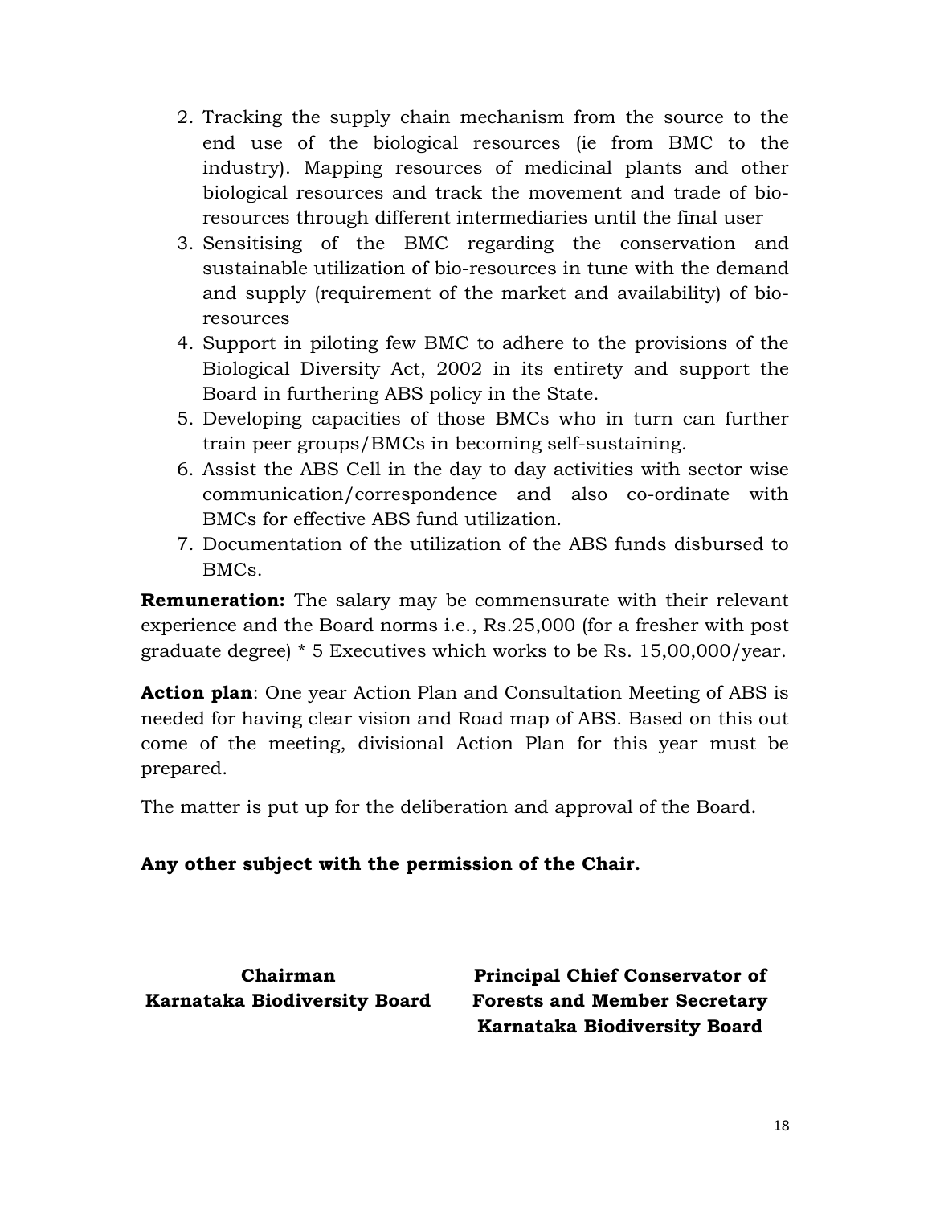2. Tracking the supply chain mechanism from the source to the end use of the biological resources (ie from BMC to the industry). Mapping resources of medicinal plants and other biological resources and track the movement and trade of bio-resources through different intermediaries until the final user
3. Sensitising of the BMC regarding the conservation and sustainable utilization of bio-resources in tune with the demand and supply (requirement of the market and availability) of bio-resources
4. Support in piloting few BMC to adhere to the provisions of the Biological Diversity Act, 2002 in its entirety and support the Board in furthering ABS policy in the State.
5. Developing capacities of those BMCs who in turn can further train peer groups/BMCs in becoming self-sustaining.
6. Assist the ABS Cell in the day to day activities with sector wise communication/correspondence and also co-ordinate with BMCs for effective ABS fund utilization.
7. Documentation of the utilization of the ABS funds disbursed to BMCs.

**Remuneration:** The salary may be commensurate with their relevant experience and the Board norms i.e., Rs.25,000 (for a fresher with post graduate degree) * 5 Executives which works to be Rs. 15,00,000/year.

**Action plan**: One year Action Plan and Consultation Meeting of ABS is needed for having clear vision and Road map of ABS. Based on this out come of the meeting, divisional Action Plan for this year must be prepared.

The matter is put up for the deliberation and approval of the Board.

**Any other subject with the permission of the Chair.**

**Chairman**
**Karnataka Biodiversity Board**

**Principal Chief Conservator of Forests and Member Secretary**
**Karnataka Biodiversity Board**